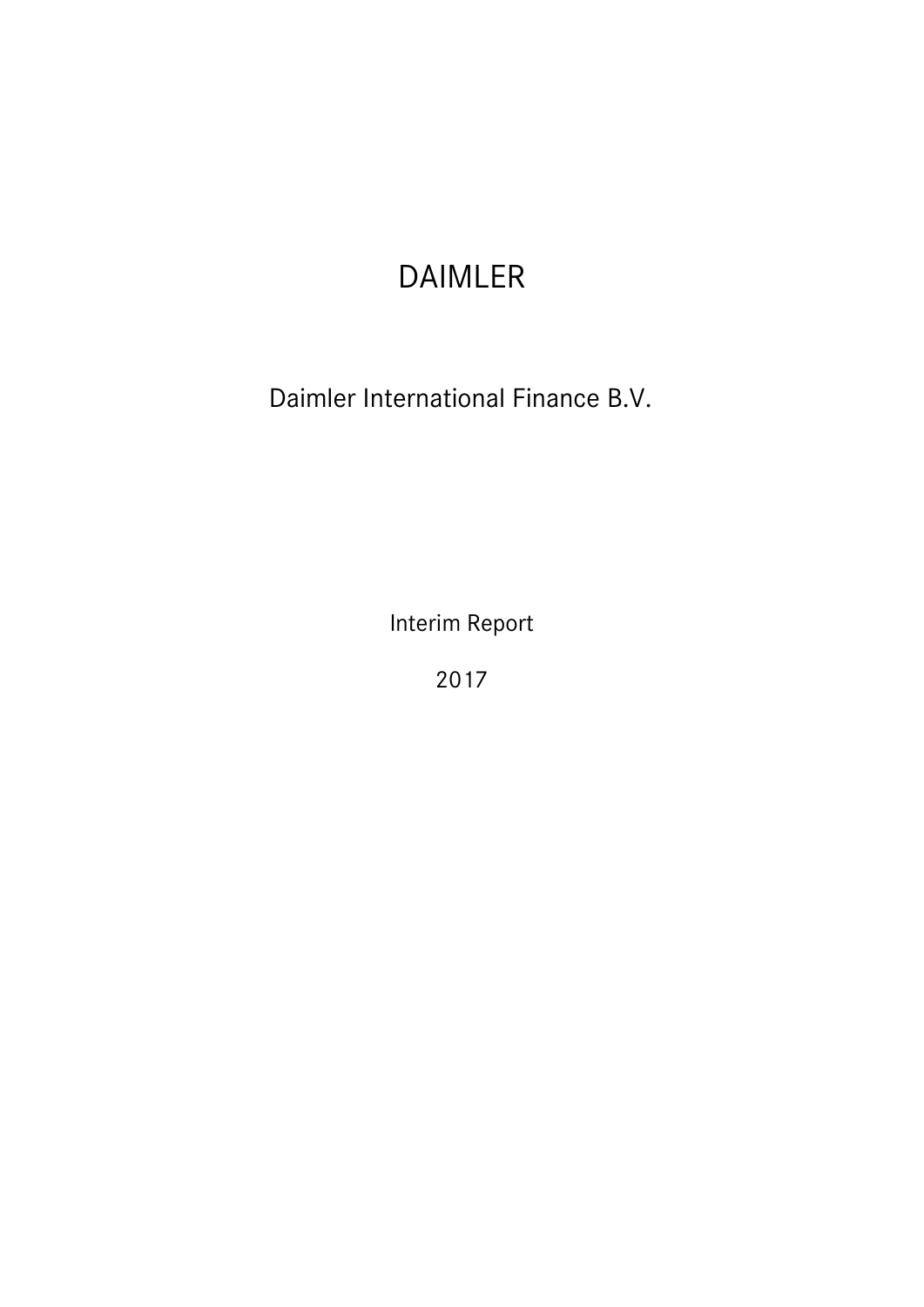# DAIMLER

## Daimler International Finance B.V.

Interim Report

2017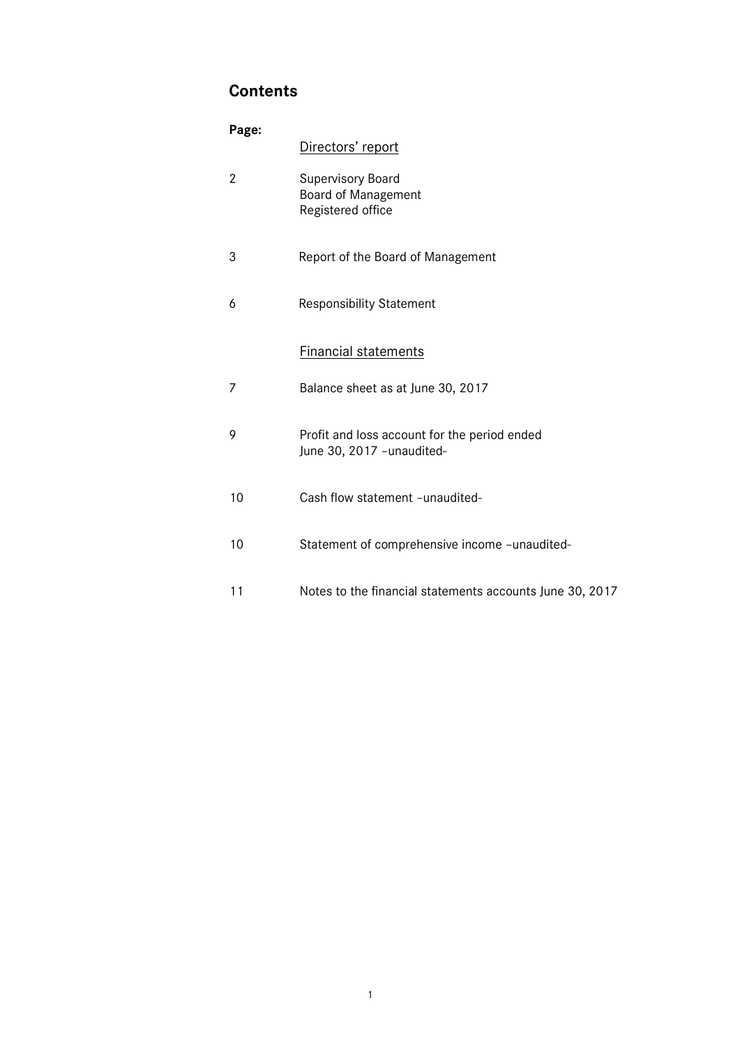## Contents

| Page: | |
|---|---|
| | Directors' report |
| 2 | Supervisory Board<br>Board of Management<br>Registered office |
| 3 | Report of the Board of Management |
| 6 | Responsibility Statement |
| | Financial statements |
| 7 | Balance sheet as at June 30, 2017 |
| 9 | Profit and loss account for the period ended June 30, 2017 –unaudited- |
| 10 | Cash flow statement –unaudited- |
| 10 | Statement of comprehensive income –unaudited- |
| 11 | Notes to the financial statements accounts June 30, 2017 |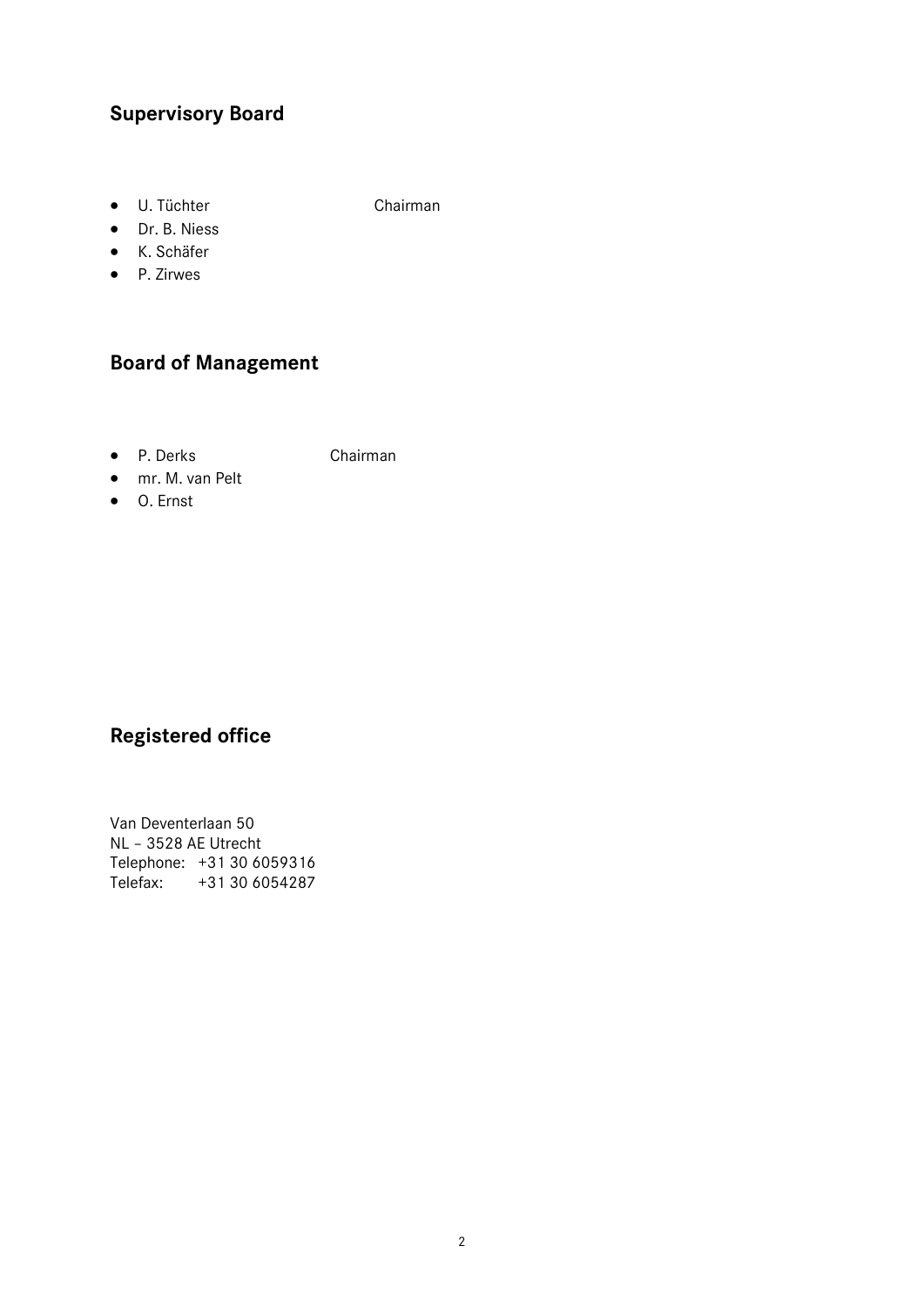## Supervisory Board

- U. Tüchter Chairman
- Dr. B. Niess
- K. Schäfer
- P. Zirwes

## Board of Management

- P. Derks Chairman
- mr. M. van Pelt
- O. Ernst

## Registered office

Van Deventerlaan 50
NL – 3528 AE Utrecht
Telephone: +31 30 6059316
Telefax: +31 30 6054287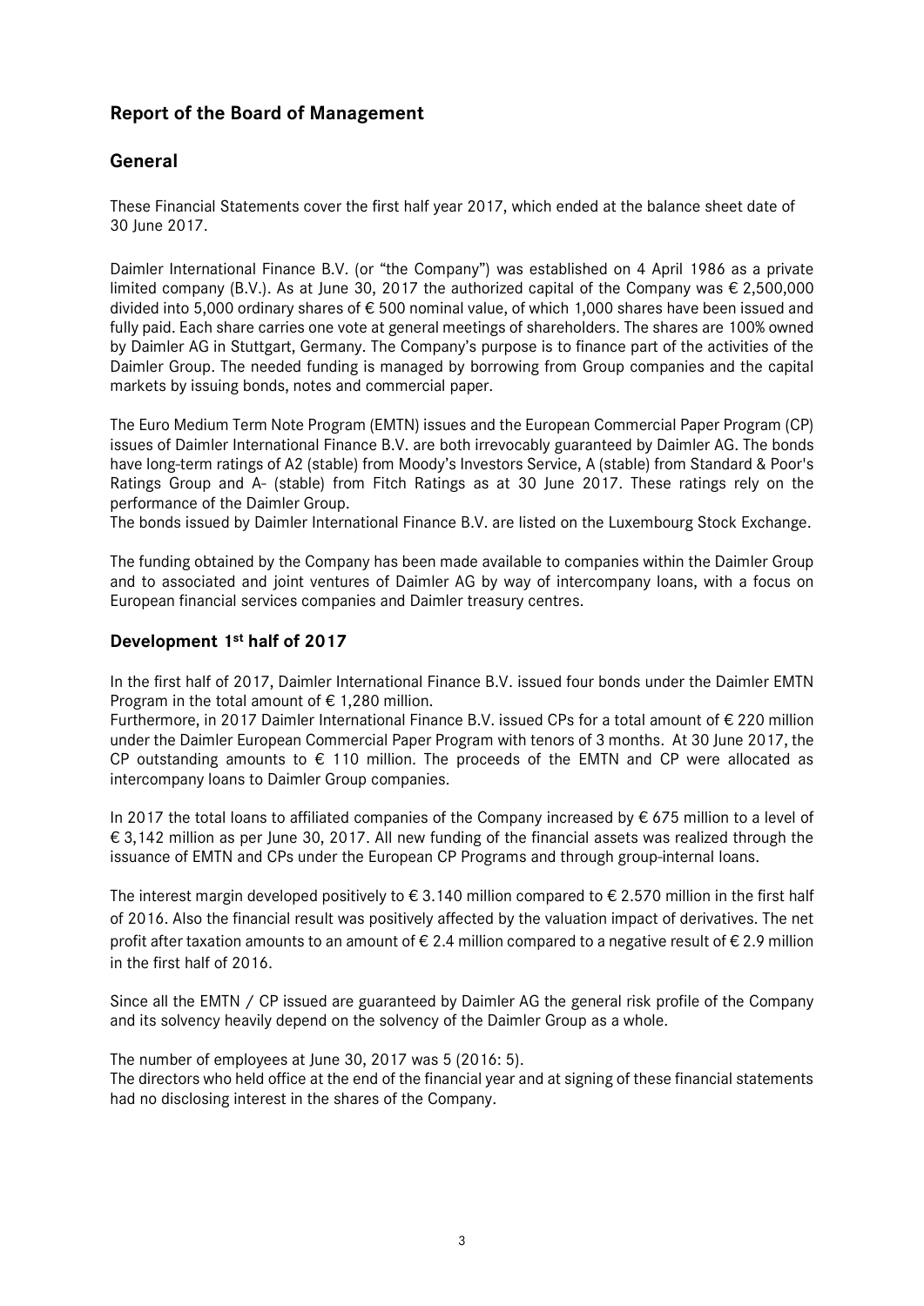## Report of the Board of Management

## General

These Financial Statements cover the first half year 2017, which ended at the balance sheet date of 30 June 2017.

Daimler International Finance B.V. (or "the Company") was established on 4 April 1986 as a private limited company (B.V.). As at June 30, 2017 the authorized capital of the Company was € 2,500,000 divided into 5,000 ordinary shares of € 500 nominal value, of which 1,000 shares have been issued and fully paid. Each share carries one vote at general meetings of shareholders. The shares are 100% owned by Daimler AG in Stuttgart, Germany. The Company's purpose is to finance part of the activities of the Daimler Group. The needed funding is managed by borrowing from Group companies and the capital markets by issuing bonds, notes and commercial paper.

The Euro Medium Term Note Program (EMTN) issues and the European Commercial Paper Program (CP) issues of Daimler International Finance B.V. are both irrevocably guaranteed by Daimler AG. The bonds have long-term ratings of A2 (stable) from Moody's Investors Service, A (stable) from Standard & Poor's Ratings Group and A- (stable) from Fitch Ratings as at 30 June 2017. These ratings rely on the performance of the Daimler Group.
The bonds issued by Daimler International Finance B.V. are listed on the Luxembourg Stock Exchange.

The funding obtained by the Company has been made available to companies within the Daimler Group and to associated and joint ventures of Daimler AG by way of intercompany loans, with a focus on European financial services companies and Daimler treasury centres.

### Development 1st half of 2017

In the first half of 2017, Daimler International Finance B.V. issued four bonds under the Daimler EMTN Program in the total amount of € 1,280 million.
Furthermore, in 2017 Daimler International Finance B.V. issued CPs for a total amount of € 220 million under the Daimler European Commercial Paper Program with tenors of 3 months. At 30 June 2017, the CP outstanding amounts to € 110 million. The proceeds of the EMTN and CP were allocated as intercompany loans to Daimler Group companies.

In 2017 the total loans to affiliated companies of the Company increased by € 675 million to a level of € 3,142 million as per June 30, 2017. All new funding of the financial assets was realized through the issuance of EMTN and CPs under the European CP Programs and through group-internal loans.

The interest margin developed positively to € 3.140 million compared to € 2.570 million in the first half of 2016. Also the financial result was positively affected by the valuation impact of derivatives. The net profit after taxation amounts to an amount of € 2.4 million compared to a negative result of € 2.9 million in the first half of 2016.

Since all the EMTN / CP issued are guaranteed by Daimler AG the general risk profile of the Company and its solvency heavily depend on the solvency of the Daimler Group as a whole.

The number of employees at June 30, 2017 was 5 (2016: 5).
The directors who held office at the end of the financial year and at signing of these financial statements had no disclosing interest in the shares of the Company.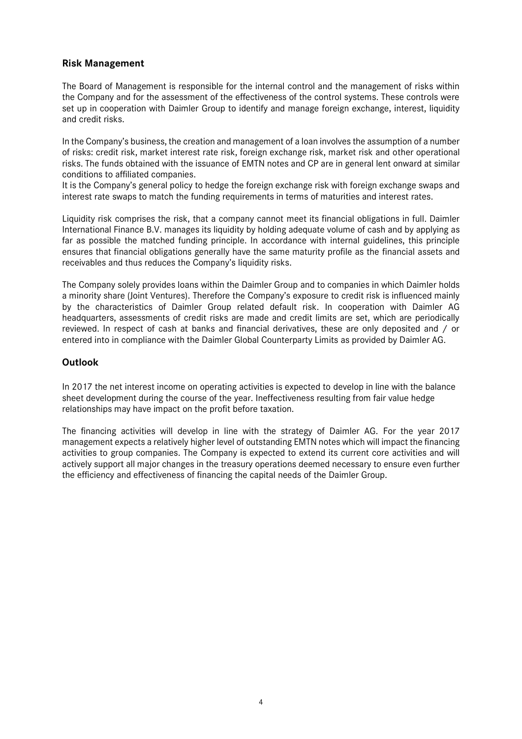## Risk Management

The Board of Management is responsible for the internal control and the management of risks within the Company and for the assessment of the effectiveness of the control systems. These controls were set up in cooperation with Daimler Group to identify and manage foreign exchange, interest, liquidity and credit risks.

In the Company's business, the creation and management of a loan involves the assumption of a number of risks: credit risk, market interest rate risk, foreign exchange risk, market risk and other operational risks. The funds obtained with the issuance of EMTN notes and CP are in general lent onward at similar conditions to affiliated companies.
It is the Company's general policy to hedge the foreign exchange risk with foreign exchange swaps and interest rate swaps to match the funding requirements in terms of maturities and interest rates.

Liquidity risk comprises the risk, that a company cannot meet its financial obligations in full. Daimler International Finance B.V. manages its liquidity by holding adequate volume of cash and by applying as far as possible the matched funding principle. In accordance with internal guidelines, this principle ensures that financial obligations generally have the same maturity profile as the financial assets and receivables and thus reduces the Company's liquidity risks.

The Company solely provides loans within the Daimler Group and to companies in which Daimler holds a minority share (Joint Ventures). Therefore the Company's exposure to credit risk is influenced mainly by the characteristics of Daimler Group related default risk. In cooperation with Daimler AG headquarters, assessments of credit risks are made and credit limits are set, which are periodically reviewed. In respect of cash at banks and financial derivatives, these are only deposited and / or entered into in compliance with the Daimler Global Counterparty Limits as provided by Daimler AG.

## Outlook

In 2017 the net interest income on operating activities is expected to develop in line with the balance sheet development during the course of the year. Ineffectiveness resulting from fair value hedge relationships may have impact on the profit before taxation.

The financing activities will develop in line with the strategy of Daimler AG. For the year 2017 management expects a relatively higher level of outstanding EMTN notes which will impact the financing activities to group companies. The Company is expected to extend its current core activities and will actively support all major changes in the treasury operations deemed necessary to ensure even further the efficiency and effectiveness of financing the capital needs of the Daimler Group.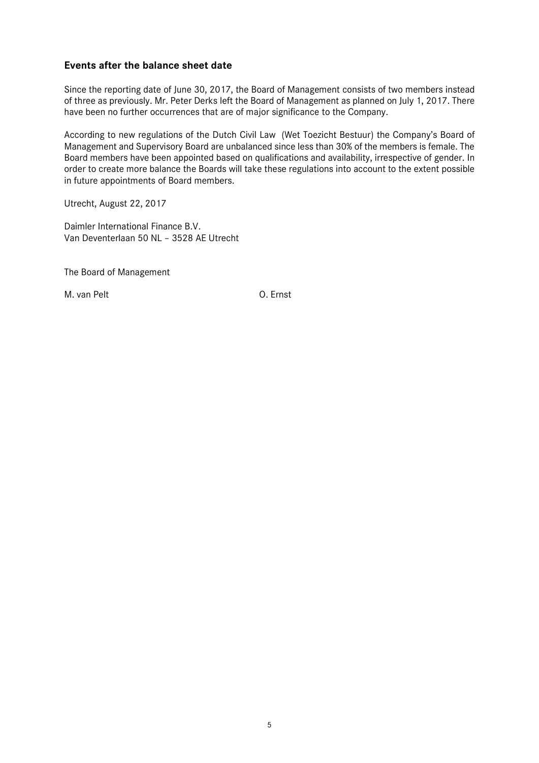## Events after the balance sheet date

Since the reporting date of June 30, 2017, the Board of Management consists of two members instead of three as previously. Mr. Peter Derks left the Board of Management as planned on July 1, 2017. There have been no further occurrences that are of major significance to the Company.

According to new regulations of the Dutch Civil Law (Wet Toezicht Bestuur) the Company's Board of Management and Supervisory Board are unbalanced since less than 30% of the members is female. The Board members have been appointed based on qualifications and availability, irrespective of gender. In order to create more balance the Boards will take these regulations into account to the extent possible in future appointments of Board members.

Utrecht, August 22, 2017

Daimler International Finance B.V.
Van Deventerlaan 50 NL – 3528 AE Utrecht

The Board of Management

M. van Pelt O. Ernst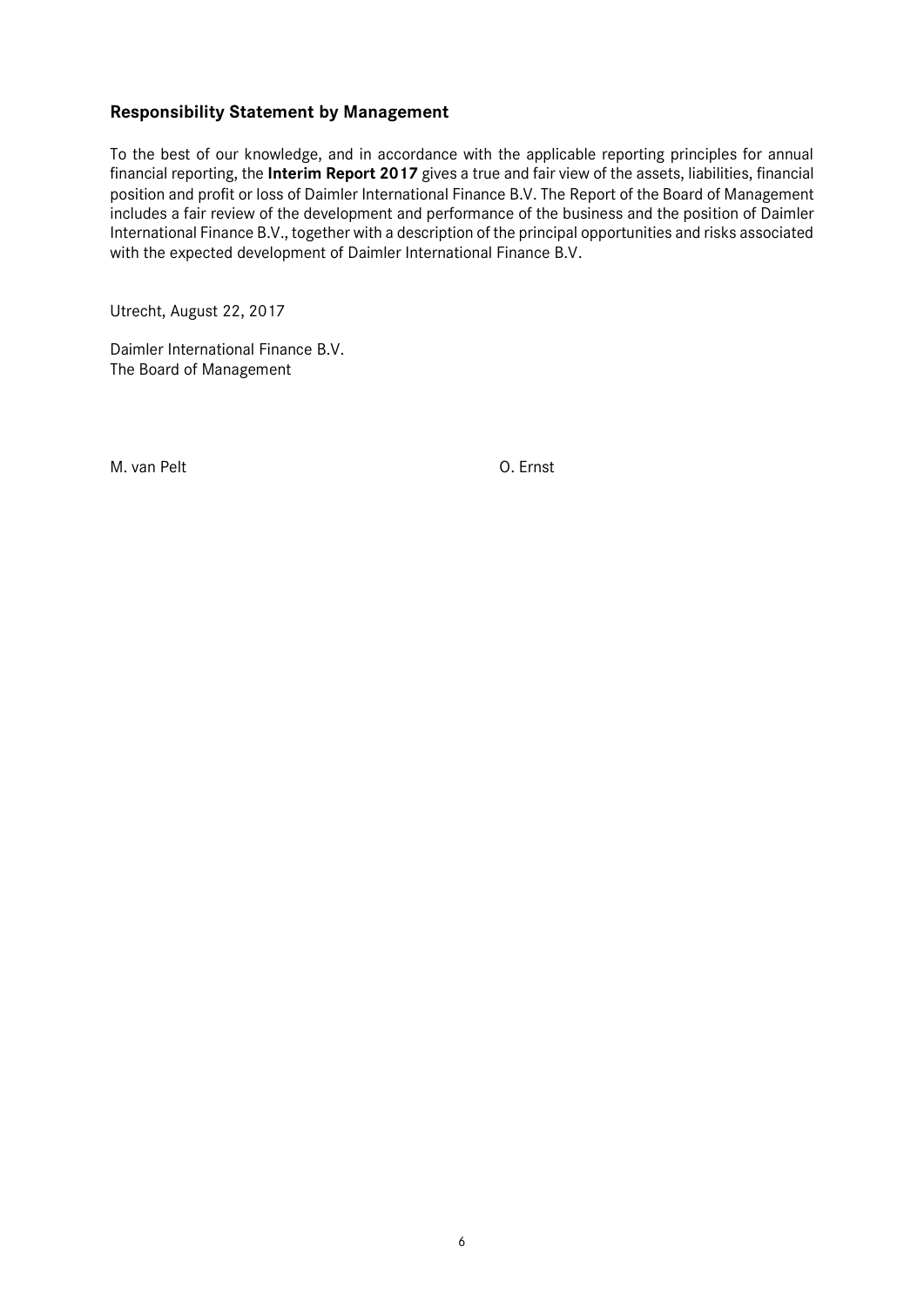## Responsibility Statement by Management

To the best of our knowledge, and in accordance with the applicable reporting principles for annual financial reporting, the **Interim Report 2017** gives a true and fair view of the assets, liabilities, financial position and profit or loss of Daimler International Finance B.V. The Report of the Board of Management includes a fair review of the development and performance of the business and the position of Daimler International Finance B.V., together with a description of the principal opportunities and risks associated with the expected development of Daimler International Finance B.V.

Utrecht, August 22, 2017

Daimler International Finance B.V.
The Board of Management

M. van Pelt O. Ernst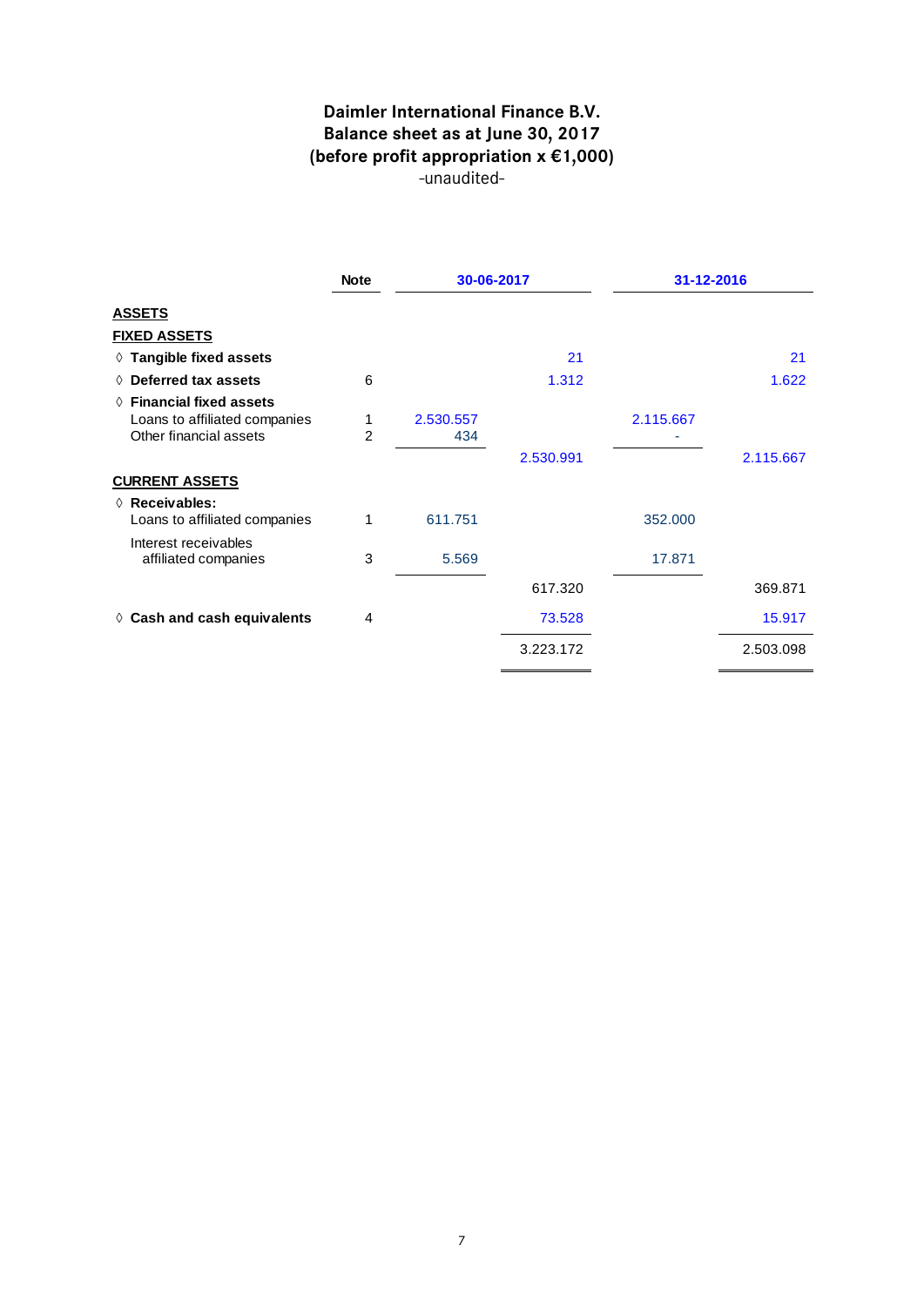**Daimler International Finance B.V.**
**Balance sheet as at June 30, 2017**
**(before profit appropriation x €1,000)**
-unaudited-

| | Note | 30-06-2017 | | 31-12-2016 | |
|---|---|---|---|---|---|
| **ASSETS** | | | | | |
| **FIXED ASSETS** | | | | | |
| ◊ **Tangible fixed assets** | | | 21 | | 21 |
| ◊ **Deferred tax assets** | 6 | | 1.312 | | 1.622 |
| ◊ **Financial fixed assets** | | | | | |
| Loans to affiliated companies | 1 | 2.530.557 | | 2.115.667 | |
| Other financial assets | 2 | 434 | | - | |
| | | | 2.530.991 | | 2.115.667 |
| **CURRENT ASSETS** | | | | | |
| ◊ **Receivables:** | | | | | |
| Loans to affiliated companies | 1 | 611.751 | | 352.000 | |
| Interest receivables affiliated companies | 3 | 5.569 | | 17.871 | |
| | | | 617.320 | | 369.871 |
| ◊ **Cash and cash equivalents** | 4 | | 73.528 | | 15.917 |
| | | | 3.223.172 | | 2.503.098 |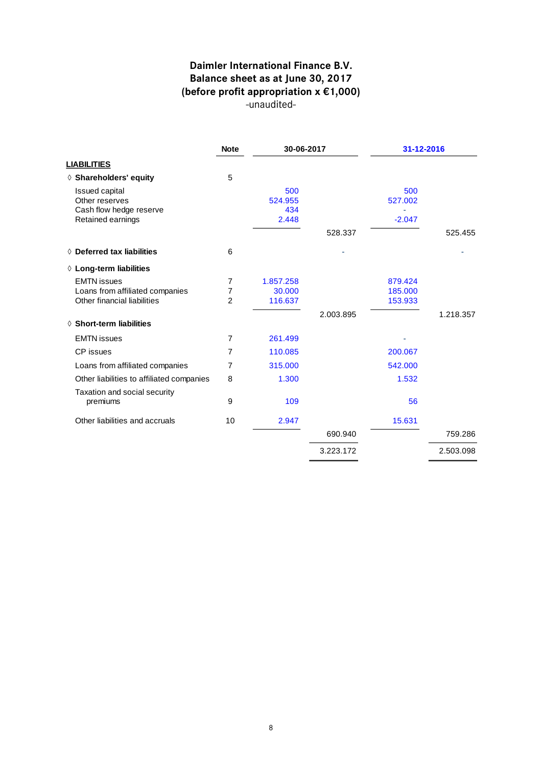# Daimler International Finance B.V.
## Balance sheet as at June 30, 2017
## (before profit appropriation x €1,000)
-unaudited-

| | Note | 30-06-2017 | | 31-12-2016 | |
|---|---|---|---|---|---|
| **LIABILITIES** | | | | | |
| ◊ **Shareholders' equity** | 5 | | | | |
| Issued capital | | 500 | | 500 | |
| Other reserves | | 524.955 | | 527.002 | |
| Cash flow hedge reserve | | 434 | | - | |
| Retained earnings | | 2.448 | | -2.047 | |
| | | | 528.337 | | 525.455 |
| ◊ **Deferred tax liabilities** | 6 | | - | | - |
| ◊ **Long-term liabilities** | | | | | |
| EMTN issues | 7 | 1.857.258 | | 879.424 | |
| Loans from affiliated companies | 7 | 30.000 | | 185.000 | |
| Other financial liabilities | 2 | 116.637 | | 153.933 | |
| | | | 2.003.895 | | 1.218.357 |
| ◊ **Short-term liabilities** | | | | | |
| EMTN issues | 7 | 261.499 | | - | |
| CP issues | 7 | 110.085 | | 200.067 | |
| Loans from affiliated companies | 7 | 315.000 | | 542.000 | |
| Other liabilities to affiliated companies | 8 | 1.300 | | 1.532 | |
| Taxation and social security premiums | 9 | 109 | | 56 | |
| Other liabilities and accruals | 10 | 2.947 | | 15.631 | |
| | | | 690.940 | | 759.286 |
| | | | 3.223.172 | | 2.503.098 |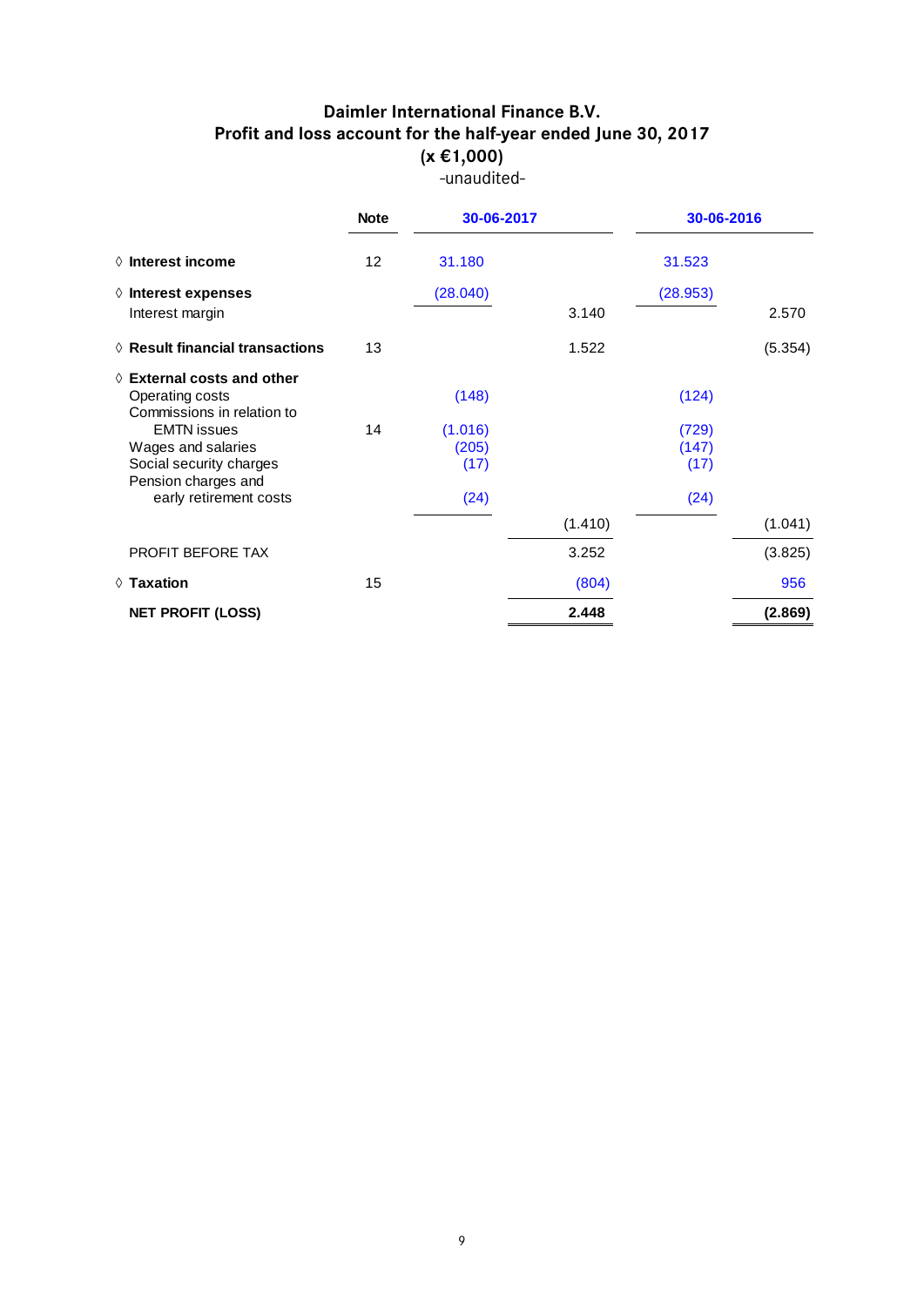# Daimler International Finance B.V.
## Profit and loss account for the half-year ended June 30, 2017
### (x €1,000)
-unaudited-

| | Note | 30-06-2017 | | 30-06-2016 | |
|---|---|---|---|---|---|
| ◊ **Interest income** | 12 | 31.180 | | 31.523 | |
| ◊ **Interest expenses** | | (28.040) | | (28.953) | |
| Interest margin | | | 3.140 | | 2.570 |
| ◊ **Result financial transactions** | 13 | | 1.522 | | (5.354) |
| ◊ **External costs and other** | | | | | |
| Operating costs | | (148) | | (124) | |
| Commissions in relation to EMTN issues | 14 | (1.016) | | (729) | |
| Wages and salaries | | (205) | | (147) | |
| Social security charges | | (17) | | (17) | |
| Pension charges and early retirement costs | | (24) | | (24) | |
| | | | (1.410) | | (1.041) |
| PROFIT BEFORE TAX | | | 3.252 | | (3.825) |
| ◊ **Taxation** | 15 | | (804) | | 956 |
| **NET PROFIT (LOSS)** | | | **2.448** | | **(2.869)** |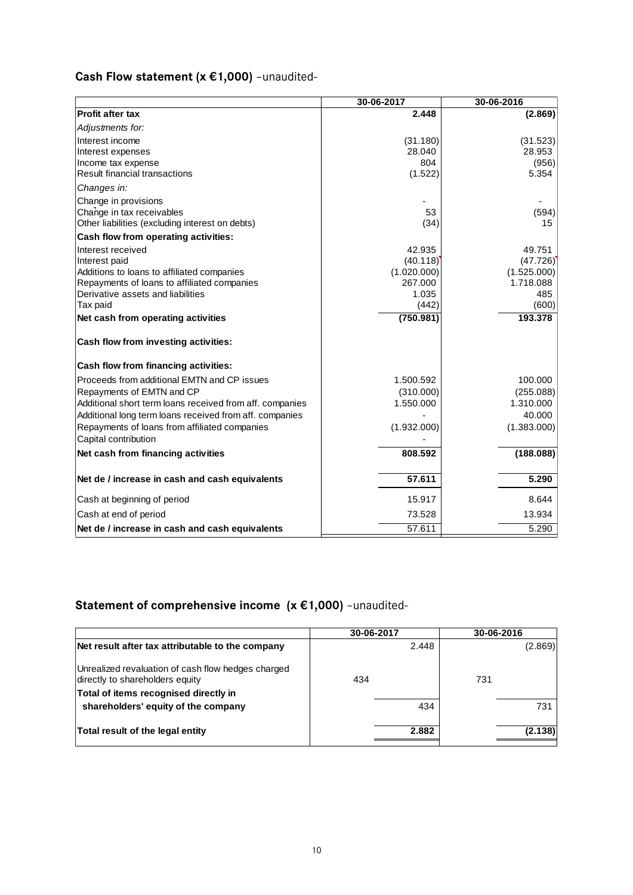## Cash Flow statement (x €1,000) –unaudited-

| | 30-06-2017 | 30-06-2016 |
|---|---|---|
| **Profit after tax** | **2.448** | **(2.869)** |
| *Adjustments for:* | | |
| Interest income | (31.180) | (31.523) |
| Interest expenses | 28.040 | 28.953 |
| Income tax expense | 804 | (956) |
| Result financial transactions | (1.522) | 5.354 |
| *Changes in:* | | |
| Change in provisions | - | - |
| Change in tax receivables | 53 | (594) |
| Other liabilities (excluding interest on debts) | (34) | 15 |
| **Cash flow from operating activities:** | | |
| Interest received | 42.935 | 49.751 |
| Interest paid | (40.118) | (47.726) |
| Additions to loans to affiliated companies | (1.020.000) | (1.525.000) |
| Repayments of loans to affiliated companies | 267.000 | 1.718.088 |
| Derivative assets and liabilities | 1.035 | 485 |
| Tax paid | (442) | (600) |
| **Net cash from operating activities** | **(750.981)** | **193.378** |
| **Cash flow from investing activities:** | | |
| **Cash flow from financing activities:** | | |
| Proceeds from additional EMTN and CP issues | 1.500.592 | 100.000 |
| Repayments of EMTN and CP | (310.000) | (255.088) |
| Additional short term loans received from aff. companies | 1.550.000 | 1.310.000 |
| Additional long term loans received from aff. companies | - | 40.000 |
| Repayments of loans from affiliated companies | (1.932.000) | (1.383.000) |
| Capital contribution | - | |
| **Net cash from financing activities** | **808.592** | **(188.088)** |
| **Net de / increase in cash and cash equivalents** | **57.611** | **5.290** |
| Cash at beginning of period | 15.917 | 8.644 |
| Cash at end of period | 73.528 | 13.934 |
| **Net de / increase in cash and cash equivalents** | 57.611 | 5.290 |

## Statement of comprehensive income (x €1,000) –unaudited-

| | 30-06-2017 | | 30-06-2016 | |
|---|---|---|---|---|
| **Net result after tax attributable to the company** | | 2.448 | | (2.869) |
| Unrealized revaluation of cash flow hedges charged directly to shareholders equity | 434 | | 731 | |
| **Total of items recognised directly in shareholders' equity of the company** | | 434 | | 731 |
| **Total result of the legal entity** | | **2.882** | | **(2.138)** |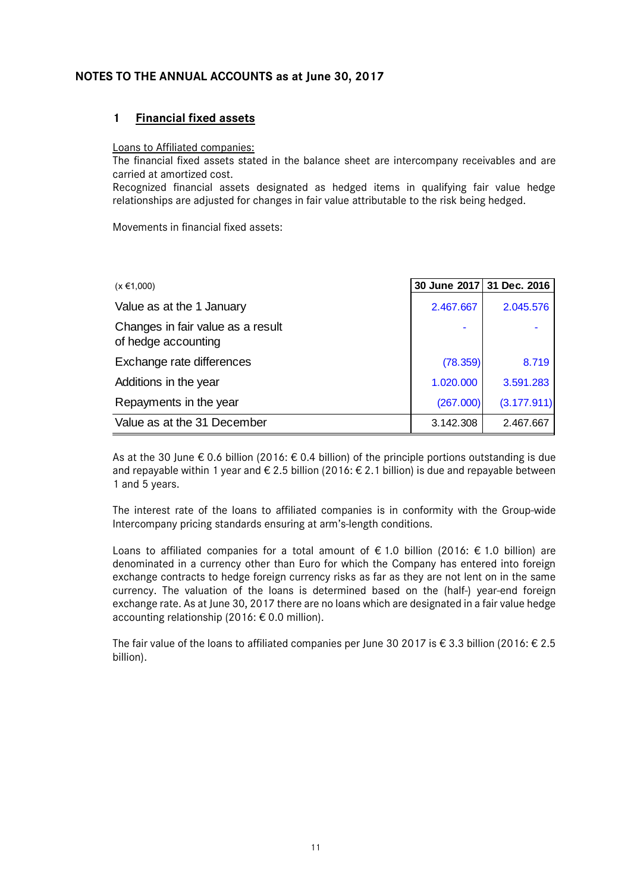## NOTES TO THE ANNUAL ACCOUNTS as at June 30, 2017

### 1 Financial fixed assets

Loans to Affiliated companies:

The financial fixed assets stated in the balance sheet are intercompany receivables and are carried at amortized cost.

Recognized financial assets designated as hedged items in qualifying fair value hedge relationships are adjusted for changes in fair value attributable to the risk being hedged.

Movements in financial fixed assets:

| (x €1,000) | 30 June 2017 | 31 Dec. 2016 |
|---|---|---|
| Value as at the 1 January | 2.467.667 | 2.045.576 |
| Changes in fair value as a result of hedge accounting | - | - |
| Exchange rate differences | (78.359) | 8.719 |
| Additions in the year | 1.020.000 | 3.591.283 |
| Repayments in the year | (267.000) | (3.177.911) |
| Value as at the 31 December | 3.142.308 | 2.467.667 |

As at the 30 June € 0.6 billion (2016: € 0.4 billion) of the principle portions outstanding is due and repayable within 1 year and € 2.5 billion (2016: € 2.1 billion) is due and repayable between 1 and 5 years.

The interest rate of the loans to affiliated companies is in conformity with the Group-wide Intercompany pricing standards ensuring at arm's-length conditions.

Loans to affiliated companies for a total amount of € 1.0 billion (2016: € 1.0 billion) are denominated in a currency other than Euro for which the Company has entered into foreign exchange contracts to hedge foreign currency risks as far as they are not lent on in the same currency. The valuation of the loans is determined based on the (half-) year-end foreign exchange rate. As at June 30, 2017 there are no loans which are designated in a fair value hedge accounting relationship (2016: € 0.0 million).

The fair value of the loans to affiliated companies per June 30 2017 is € 3.3 billion (2016: € 2.5 billion).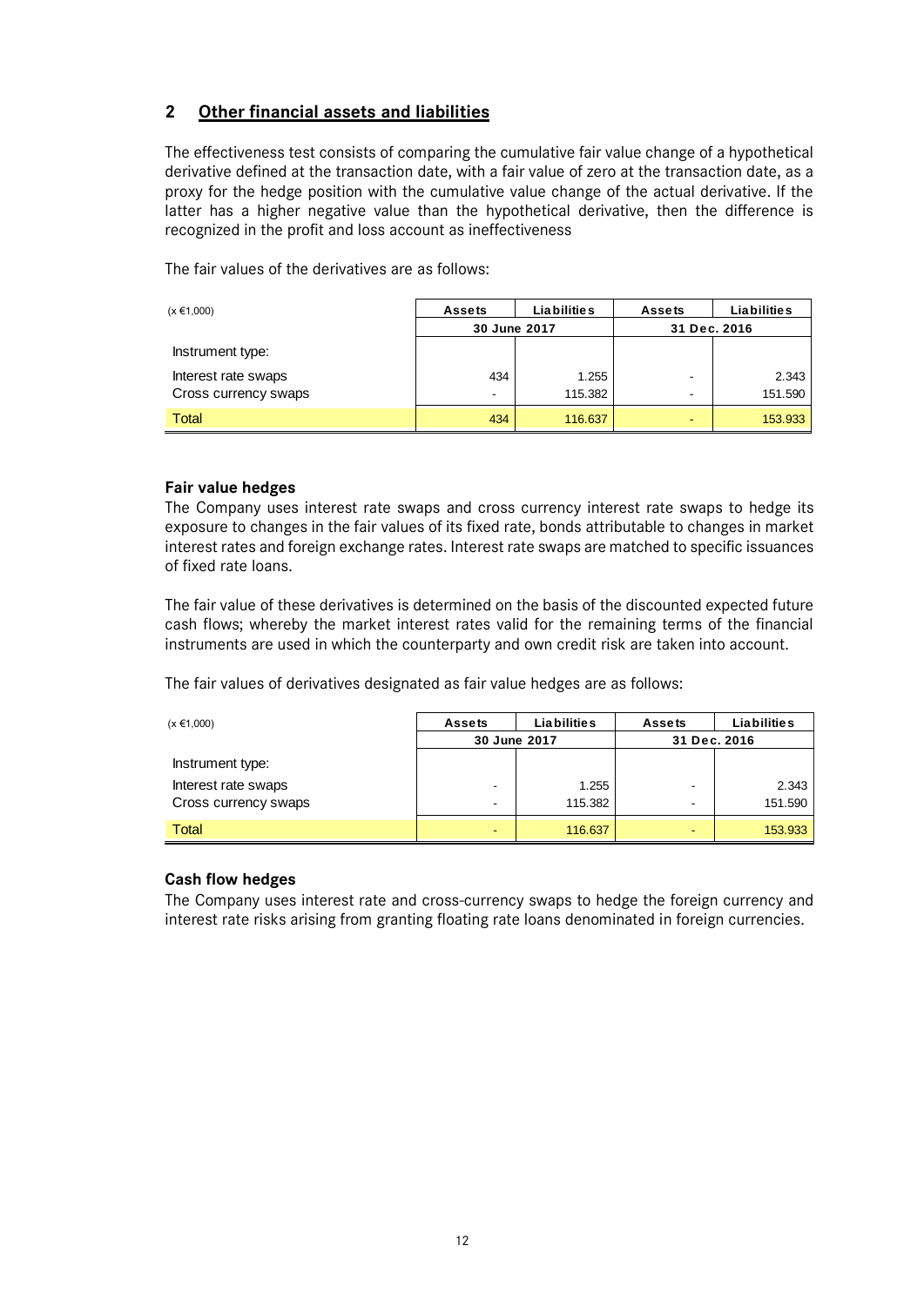## 2 Other financial assets and liabilities

The effectiveness test consists of comparing the cumulative fair value change of a hypothetical derivative defined at the transaction date, with a fair value of zero at the transaction date, as a proxy for the hedge position with the cumulative value change of the actual derivative. If the latter has a higher negative value than the hypothetical derivative, then the difference is recognized in the profit and loss account as ineffectiveness

The fair values of the derivatives are as follows:

| (x €1,000) | Assets | Liabilities | Assets | Liabilities |
|---|---|---|---|---|
| | 30 June 2017 | | 31 Dec. 2016 | |
| Instrument type: | | | | |
| Interest rate swaps | 434 | 1.255 | - | 2.343 |
| Cross currency swaps | - | 115.382 | - | 151.590 |
| Total | 434 | 116.637 | - | 153.933 |

### Fair value hedges

The Company uses interest rate swaps and cross currency interest rate swaps to hedge its exposure to changes in the fair values of its fixed rate, bonds attributable to changes in market interest rates and foreign exchange rates. Interest rate swaps are matched to specific issuances of fixed rate loans.

The fair value of these derivatives is determined on the basis of the discounted expected future cash flows; whereby the market interest rates valid for the remaining terms of the financial instruments are used in which the counterparty and own credit risk are taken into account.

The fair values of derivatives designated as fair value hedges are as follows:

| (x €1,000) | Assets | Liabilities | Assets | Liabilities |
|---|---|---|---|---|
| | 30 June 2017 | | 31 Dec. 2016 | |
| Instrument type: | | | | |
| Interest rate swaps | - | 1.255 | - | 2.343 |
| Cross currency swaps | - | 115.382 | - | 151.590 |
| Total | - | 116.637 | - | 153.933 |

### Cash flow hedges

The Company uses interest rate and cross-currency swaps to hedge the foreign currency and interest rate risks arising from granting floating rate loans denominated in foreign currencies.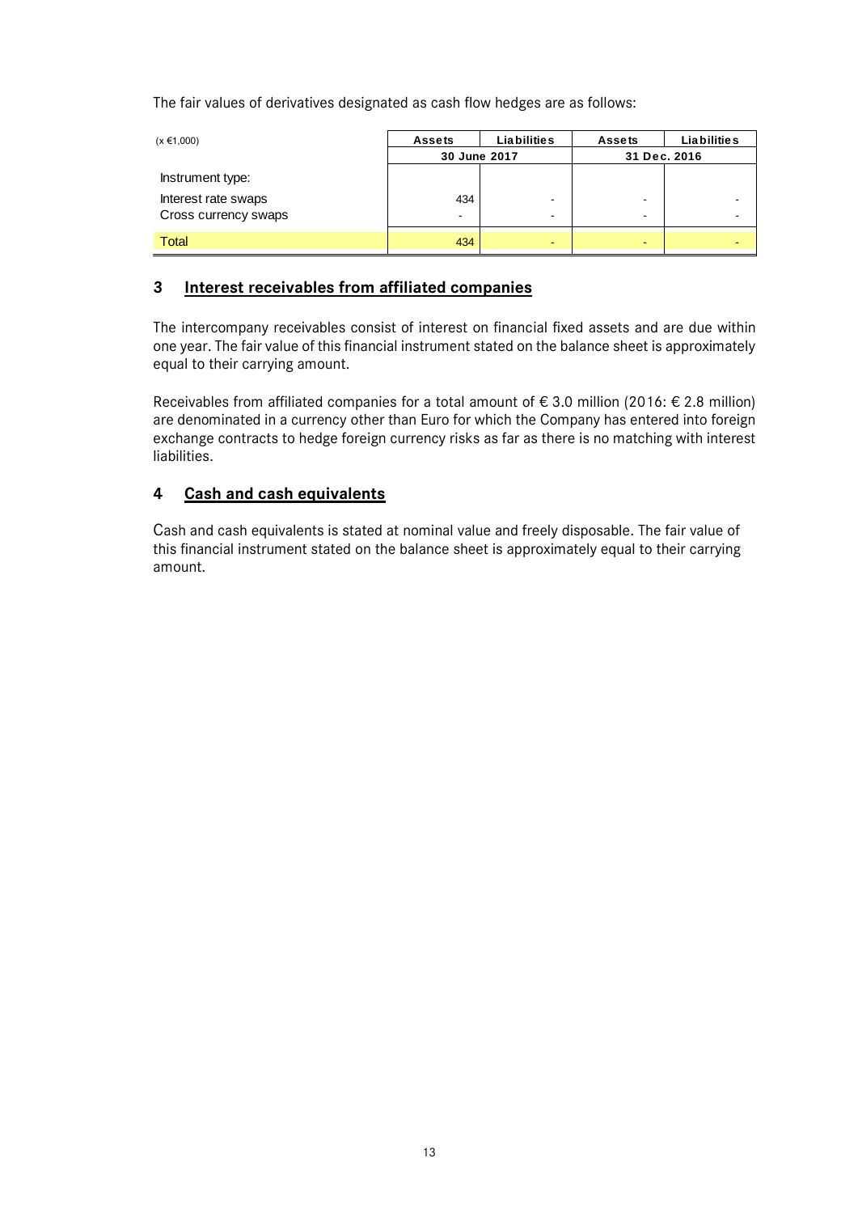The fair values of derivatives designated as cash flow hedges are as follows:

| (x €1,000) | Assets | Liabilities | Assets | Liabilities |
|---|---|---|---|---|
| | 30 June 2017 | | 31 Dec. 2016 | |
| Instrument type: | | | | |
| Interest rate swaps | 434 | - | - | - |
| Cross currency swaps | - | - | - | - |
| Total | 434 | - | - | - |

## 3 Interest receivables from affiliated companies

The intercompany receivables consist of interest on financial fixed assets and are due within one year. The fair value of this financial instrument stated on the balance sheet is approximately equal to their carrying amount.

Receivables from affiliated companies for a total amount of € 3.0 million (2016: € 2.8 million) are denominated in a currency other than Euro for which the Company has entered into foreign exchange contracts to hedge foreign currency risks as far as there is no matching with interest liabilities.

## 4 Cash and cash equivalents

Cash and cash equivalents is stated at nominal value and freely disposable. The fair value of this financial instrument stated on the balance sheet is approximately equal to their carrying amount.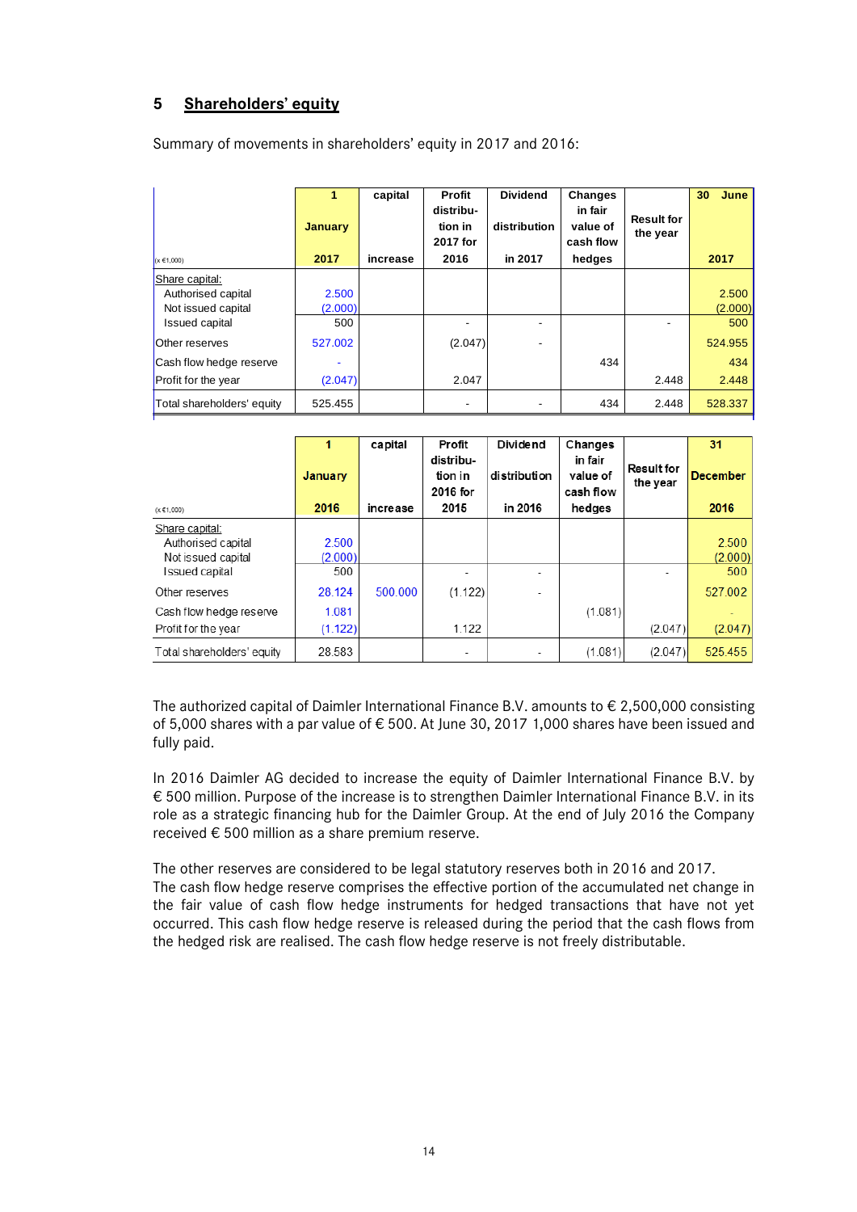## 5 Shareholders' equity

Summary of movements in shareholders' equity in 2017 and 2016:

| (x €1,000) | 1 January 2017 | capital increase | Profit distribu-tion in 2017 for 2016 | Dividend distribution in 2017 | Changes in fair value of cash flow hedges | Result for the year | 30 June 2017 |
|---|---|---|---|---|---|---|---|
| Share capital: | | | | | | | |
| Authorised capital | 2.500 | | | | | | 2.500 |
| Not issued capital | (2.000) | | | | | | (2.000) |
| Issued capital | 500 | | - | - | | - | 500 |
| Other reserves | 527.002 | | (2.047) | - | | | 524.955 |
| Cash flow hedge reserve | - | | | | 434 | | 434 |
| Profit for the year | (2.047) | | 2.047 | | | 2.448 | 2.448 |
| Total shareholders' equity | 525.455 | | - | - | 434 | 2.448 | 528.337 |

| (x €1,000) | 1 January 2016 | capital increase | Profit distribu-tion in 2016 for 2015 | Dividend distribution in 2016 | Changes in fair value of cash flow hedges | Result for the year | 31 December 2016 |
|---|---|---|---|---|---|---|---|
| Share capital: | | | | | | | |
| Authorised capital | 2.500 | | | | | | 2.500 |
| Not issued capital | (2.000) | | | | | | (2.000) |
| Issued capital | 500 | | - | - | | - | 500 |
| Other reserves | 28.124 | 500.000 | (1.122) | - | | | 527.002 |
| Cash flow hedge reserve | 1.081 | | | | (1.081) | | - |
| Profit for the year | (1.122) | | 1.122 | | | (2.047) | (2.047) |
| Total shareholders' equity | 28.583 | | - | - | (1.081) | (2.047) | 525.455 |

The authorized capital of Daimler International Finance B.V. amounts to € 2,500,000 consisting of 5,000 shares with a par value of € 500. At June 30, 2017 1,000 shares have been issued and fully paid.

In 2016 Daimler AG decided to increase the equity of Daimler International Finance B.V. by € 500 million. Purpose of the increase is to strengthen Daimler International Finance B.V. in its role as a strategic financing hub for the Daimler Group. At the end of July 2016 the Company received € 500 million as a share premium reserve.

The other reserves are considered to be legal statutory reserves both in 2016 and 2017.
The cash flow hedge reserve comprises the effective portion of the accumulated net change in the fair value of cash flow hedge instruments for hedged transactions that have not yet occurred. This cash flow hedge reserve is released during the period that the cash flows from the hedged risk are realised. The cash flow hedge reserve is not freely distributable.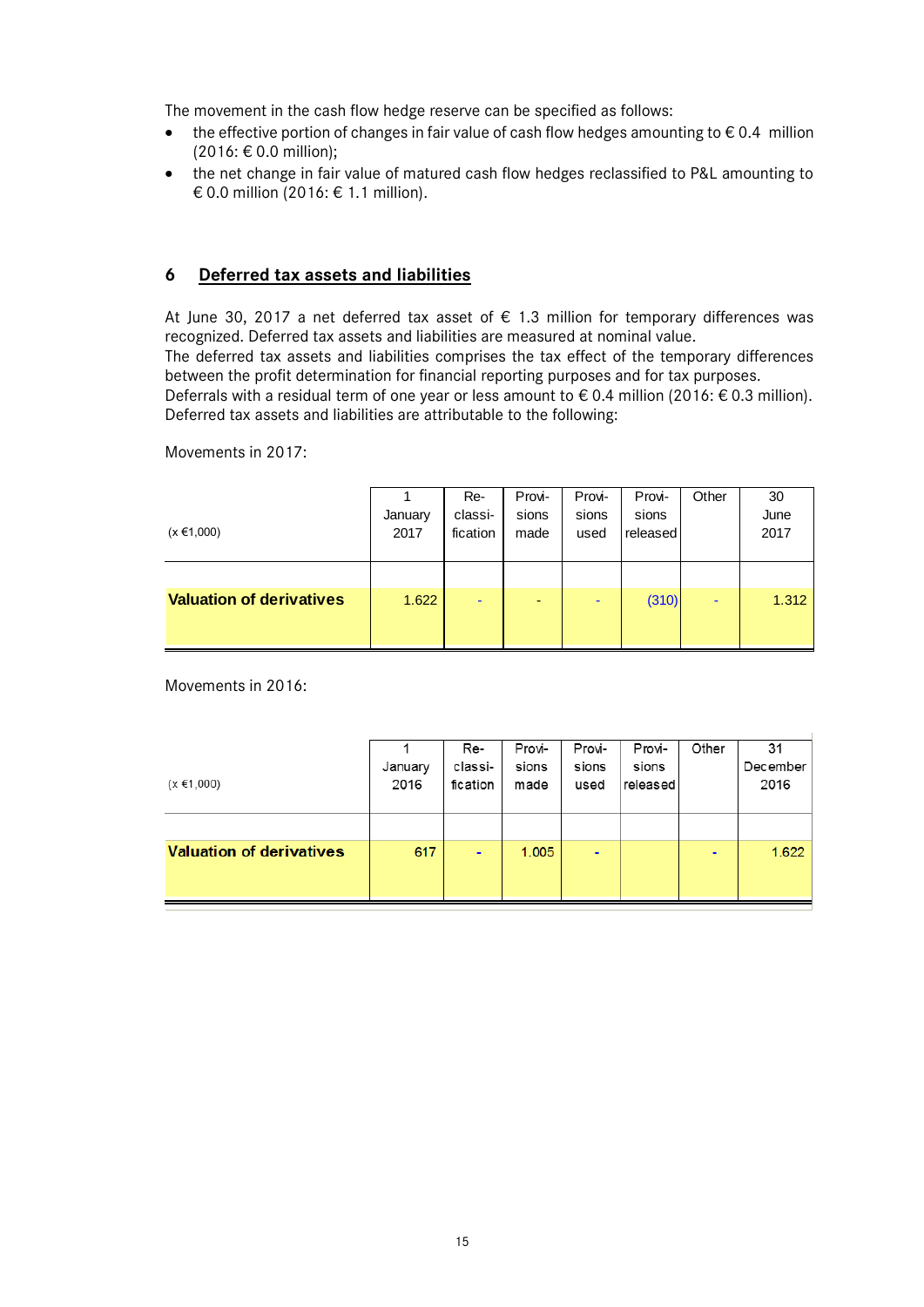The movement in the cash flow hedge reserve can be specified as follows:

- the effective portion of changes in fair value of cash flow hedges amounting to € 0.4 million (2016: € 0.0 million);
- the net change in fair value of matured cash flow hedges reclassified to P&L amounting to € 0.0 million (2016: € 1.1 million).

## 6 Deferred tax assets and liabilities

At June 30, 2017 a net deferred tax asset of € 1.3 million for temporary differences was recognized. Deferred tax assets and liabilities are measured at nominal value.
The deferred tax assets and liabilities comprises the tax effect of the temporary differences between the profit determination for financial reporting purposes and for tax purposes.
Deferrals with a residual term of one year or less amount to € 0.4 million (2016: € 0.3 million).
Deferred tax assets and liabilities are attributable to the following:

Movements in 2017:

| (x €1,000) | 1 January 2017 | Re-classi-fication | Provi-sions made | Provi-sions used | Provi-sions released | Other | 30 June 2017 |
|---|---|---|---|---|---|---|---|
| **Valuation of derivatives** | 1.622 | - | - | - | (310) | - | 1.312 |

Movements in 2016:

| (x €1,000) | 1 January 2016 | Re-classi-fication | Provi-sions made | Provi-sions used | Provi-sions released | Other | 31 December 2016 |
|---|---|---|---|---|---|---|---|
| **Valuation of derivatives** | 617 | - | 1.005 | - | | - | 1.622 |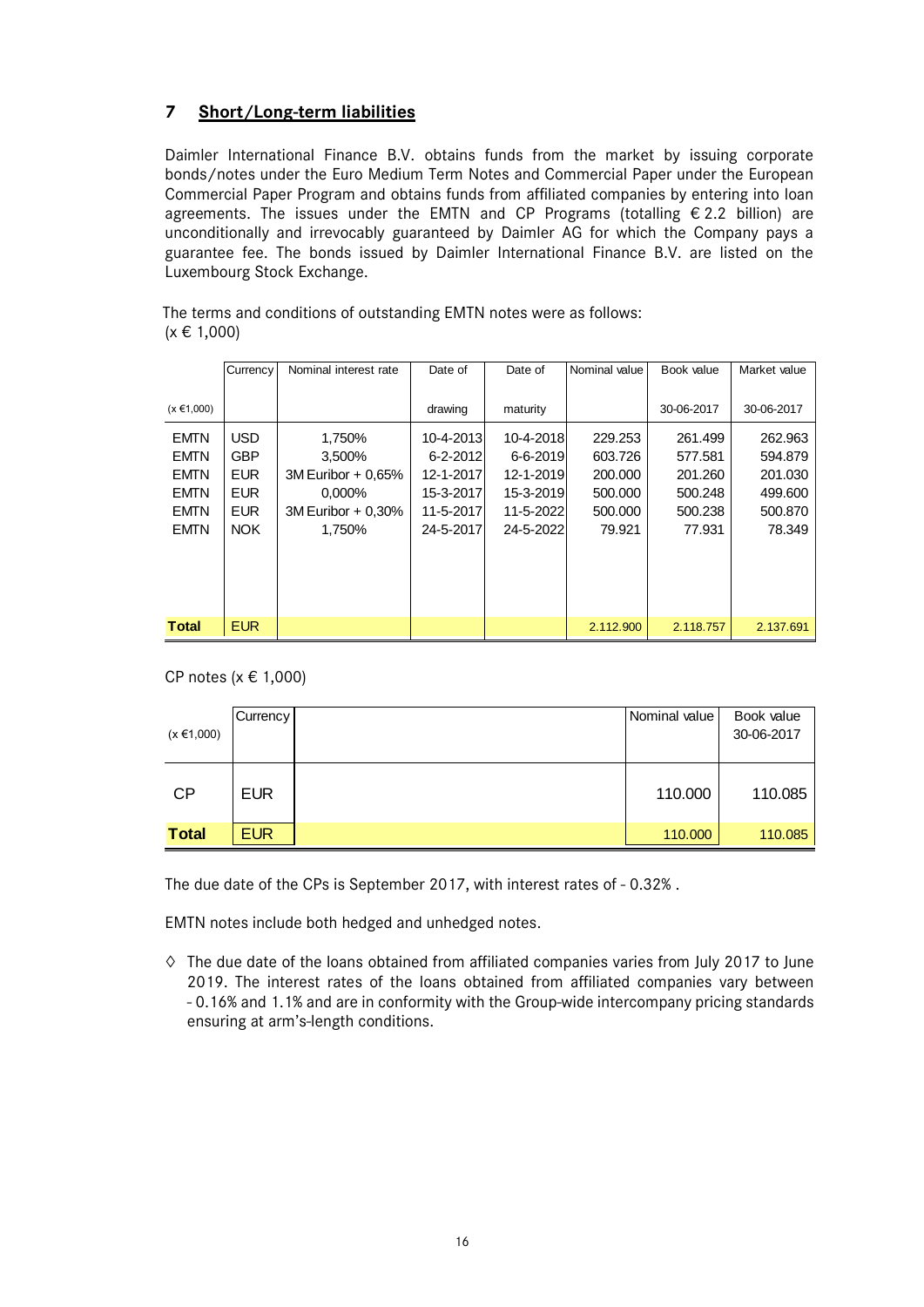## 7 Short/Long-term liabilities

Daimler International Finance B.V. obtains funds from the market by issuing corporate bonds/notes under the Euro Medium Term Notes and Commercial Paper under the European Commercial Paper Program and obtains funds from affiliated companies by entering into loan agreements. The issues under the EMTN and CP Programs (totalling € 2.2 billion) are unconditionally and irrevocably guaranteed by Daimler AG for which the Company pays a guarantee fee. The bonds issued by Daimler International Finance B.V. are listed on the Luxembourg Stock Exchange.

The terms and conditions of outstanding EMTN notes were as follows:
(x € 1,000)

| (x €1,000) | Currency | Nominal interest rate | Date of drawing | Date of maturity | Nominal value | Book value 30-06-2017 | Market value 30-06-2017 |
|---|---|---|---|---|---|---|---|
| EMTN | USD | 1,750% | 10-4-2013 | 10-4-2018 | 229.253 | 261.499 | 262.963 |
| EMTN | GBP | 3,500% | 6-2-2012 | 6-6-2019 | 603.726 | 577.581 | 594.879 |
| EMTN | EUR | 3M Euribor + 0,65% | 12-1-2017 | 12-1-2019 | 200.000 | 201.260 | 201.030 |
| EMTN | EUR | 0,000% | 15-3-2017 | 15-3-2019 | 500.000 | 500.248 | 499.600 |
| EMTN | EUR | 3M Euribor + 0,30% | 11-5-2017 | 11-5-2022 | 500.000 | 500.238 | 500.870 |
| EMTN | NOK | 1,750% | 24-5-2017 | 24-5-2022 | 79.921 | 77.931 | 78.349 |
| **Total** | EUR | | | | 2.112.900 | 2.118.757 | 2.137.691 |

CP notes (x € 1,000)

| (x €1,000) | Currency | | Nominal value | Book value 30-06-2017 |
|---|---|---|---|---|
| CP | EUR | | 110.000 | 110.085 |
| **Total** | EUR | | 110.000 | 110.085 |

The due date of the CPs is September 2017, with interest rates of - 0.32% .

EMTN notes include both hedged and unhedged notes.

◊ The due date of the loans obtained from affiliated companies varies from July 2017 to June 2019. The interest rates of the loans obtained from affiliated companies vary between - 0.16% and 1.1% and are in conformity with the Group-wide intercompany pricing standards ensuring at arm's-length conditions.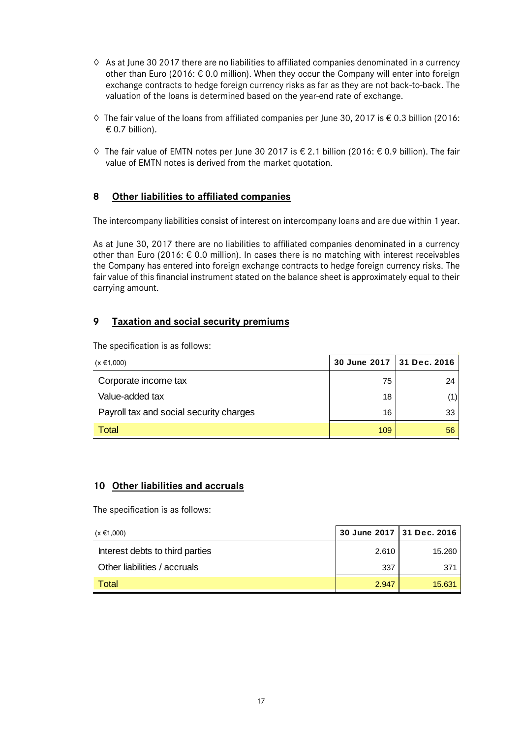- ◊ As at June 30 2017 there are no liabilities to affiliated companies denominated in a currency other than Euro (2016: € 0.0 million). When they occur the Company will enter into foreign exchange contracts to hedge foreign currency risks as far as they are not back-to-back. The valuation of the loans is determined based on the year-end rate of exchange.
- ◊ The fair value of the loans from affiliated companies per June 30, 2017 is € 0.3 billion (2016: € 0.7 billion).
- ◊ The fair value of EMTN notes per June 30 2017 is € 2.1 billion (2016: € 0.9 billion). The fair value of EMTN notes is derived from the market quotation.

## 8 Other liabilities to affiliated companies

The intercompany liabilities consist of interest on intercompany loans and are due within 1 year.

As at June 30, 2017 there are no liabilities to affiliated companies denominated in a currency other than Euro (2016: € 0.0 million). In cases there is no matching with interest receivables the Company has entered into foreign exchange contracts to hedge foreign currency risks. The fair value of this financial instrument stated on the balance sheet is approximately equal to their carrying amount.

## 9 Taxation and social security premiums

The specification is as follows:

| (x €1,000) | 30 June 2017 | 31 Dec. 2016 |
|---|---|---|
| Corporate income tax | 75 | 24 |
| Value-added tax | 18 | (1) |
| Payroll tax and social security charges | 16 | 33 |
| Total | 109 | 56 |

## 10 Other liabilities and accruals

The specification is as follows:

| (x €1,000) | 30 June 2017 | 31 Dec. 2016 |
|---|---|---|
| Interest debts to third parties | 2.610 | 15.260 |
| Other liabilities / accruals | 337 | 371 |
| Total | 2.947 | 15.631 |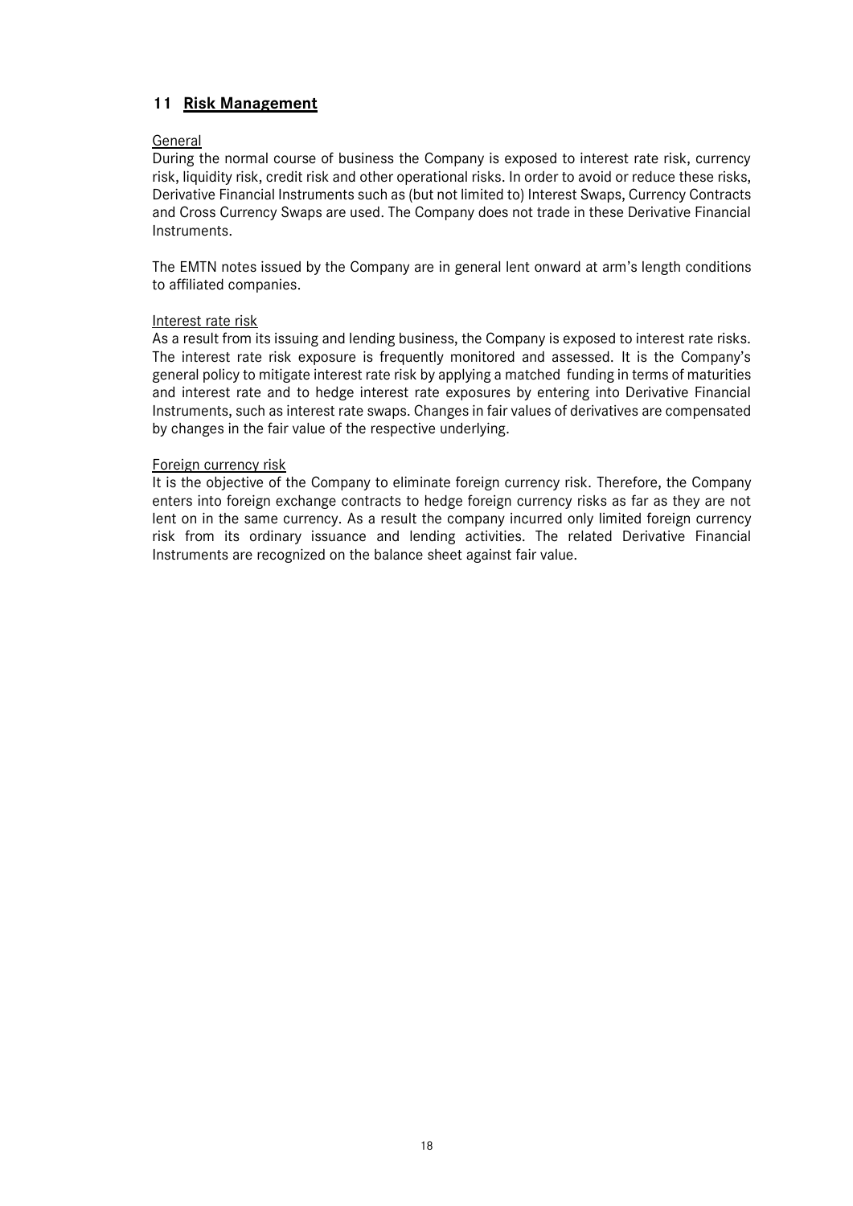## 11 Risk Management

General

During the normal course of business the Company is exposed to interest rate risk, currency risk, liquidity risk, credit risk and other operational risks. In order to avoid or reduce these risks, Derivative Financial Instruments such as (but not limited to) Interest Swaps, Currency Contracts and Cross Currency Swaps are used. The Company does not trade in these Derivative Financial Instruments.

The EMTN notes issued by the Company are in general lent onward at arm's length conditions to affiliated companies.

Interest rate risk

As a result from its issuing and lending business, the Company is exposed to interest rate risks. The interest rate risk exposure is frequently monitored and assessed. It is the Company's general policy to mitigate interest rate risk by applying a matched funding in terms of maturities and interest rate and to hedge interest rate exposures by entering into Derivative Financial Instruments, such as interest rate swaps. Changes in fair values of derivatives are compensated by changes in the fair value of the respective underlying.

Foreign currency risk

It is the objective of the Company to eliminate foreign currency risk. Therefore, the Company enters into foreign exchange contracts to hedge foreign currency risks as far as they are not lent on in the same currency. As a result the company incurred only limited foreign currency risk from its ordinary issuance and lending activities. The related Derivative Financial Instruments are recognized on the balance sheet against fair value.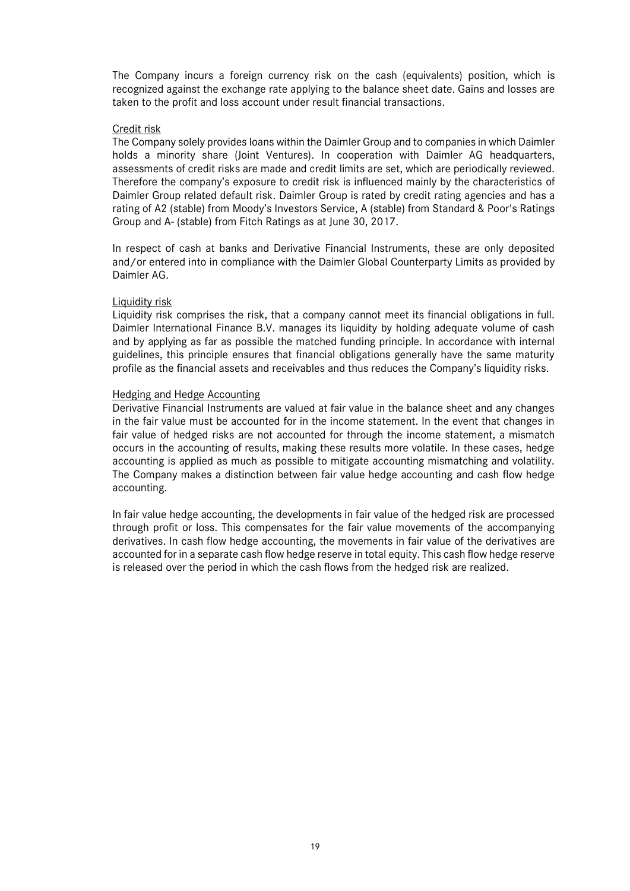The Company incurs a foreign currency risk on the cash (equivalents) position, which is recognized against the exchange rate applying to the balance sheet date. Gains and losses are taken to the profit and loss account under result financial transactions.

Credit risk

The Company solely provides loans within the Daimler Group and to companies in which Daimler holds a minority share (Joint Ventures). In cooperation with Daimler AG headquarters, assessments of credit risks are made and credit limits are set, which are periodically reviewed. Therefore the company's exposure to credit risk is influenced mainly by the characteristics of Daimler Group related default risk. Daimler Group is rated by credit rating agencies and has a rating of A2 (stable) from Moody's Investors Service, A (stable) from Standard & Poor's Ratings Group and A- (stable) from Fitch Ratings as at June 30, 2017.

In respect of cash at banks and Derivative Financial Instruments, these are only deposited and/or entered into in compliance with the Daimler Global Counterparty Limits as provided by Daimler AG.

Liquidity risk

Liquidity risk comprises the risk, that a company cannot meet its financial obligations in full. Daimler International Finance B.V. manages its liquidity by holding adequate volume of cash and by applying as far as possible the matched funding principle. In accordance with internal guidelines, this principle ensures that financial obligations generally have the same maturity profile as the financial assets and receivables and thus reduces the Company's liquidity risks.

Hedging and Hedge Accounting

Derivative Financial Instruments are valued at fair value in the balance sheet and any changes in the fair value must be accounted for in the income statement. In the event that changes in fair value of hedged risks are not accounted for through the income statement, a mismatch occurs in the accounting of results, making these results more volatile. In these cases, hedge accounting is applied as much as possible to mitigate accounting mismatching and volatility. The Company makes a distinction between fair value hedge accounting and cash flow hedge accounting.

In fair value hedge accounting, the developments in fair value of the hedged risk are processed through profit or loss. This compensates for the fair value movements of the accompanying derivatives. In cash flow hedge accounting, the movements in fair value of the derivatives are accounted for in a separate cash flow hedge reserve in total equity. This cash flow hedge reserve is released over the period in which the cash flows from the hedged risk are realized.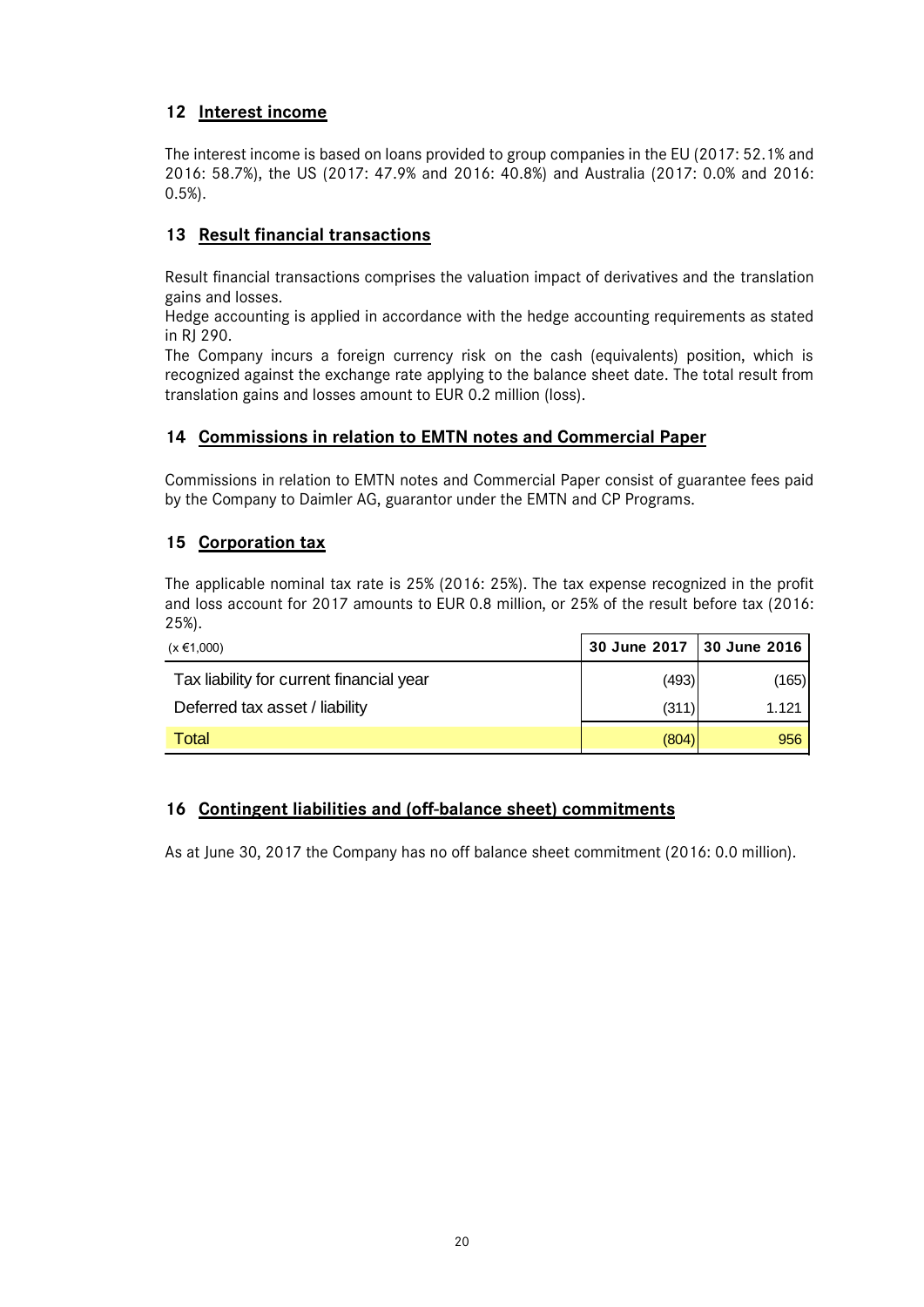## 12 Interest income

The interest income is based on loans provided to group companies in the EU (2017: 52.1% and 2016: 58.7%), the US (2017: 47.9% and 2016: 40.8%) and Australia (2017: 0.0% and 2016: 0.5%).

## 13 Result financial transactions

Result financial transactions comprises the valuation impact of derivatives and the translation gains and losses.
Hedge accounting is applied in accordance with the hedge accounting requirements as stated in RJ 290.
The Company incurs a foreign currency risk on the cash (equivalents) position, which is recognized against the exchange rate applying to the balance sheet date. The total result from translation gains and losses amount to EUR 0.2 million (loss).

## 14 Commissions in relation to EMTN notes and Commercial Paper

Commissions in relation to EMTN notes and Commercial Paper consist of guarantee fees paid by the Company to Daimler AG, guarantor under the EMTN and CP Programs.

## 15 Corporation tax

The applicable nominal tax rate is 25% (2016: 25%). The tax expense recognized in the profit and loss account for 2017 amounts to EUR 0.8 million, or 25% of the result before tax (2016: 25%).

| (x €1,000) | 30 June 2017 | 30 June 2016 |
|---|---|---|
| Tax liability for current financial year | (493) | (165) |
| Deferred tax asset / liability | (311) | 1.121 |
| Total | (804) | 956 |

## 16 Contingent liabilities and (off-balance sheet) commitments

As at June 30, 2017 the Company has no off balance sheet commitment (2016: 0.0 million).